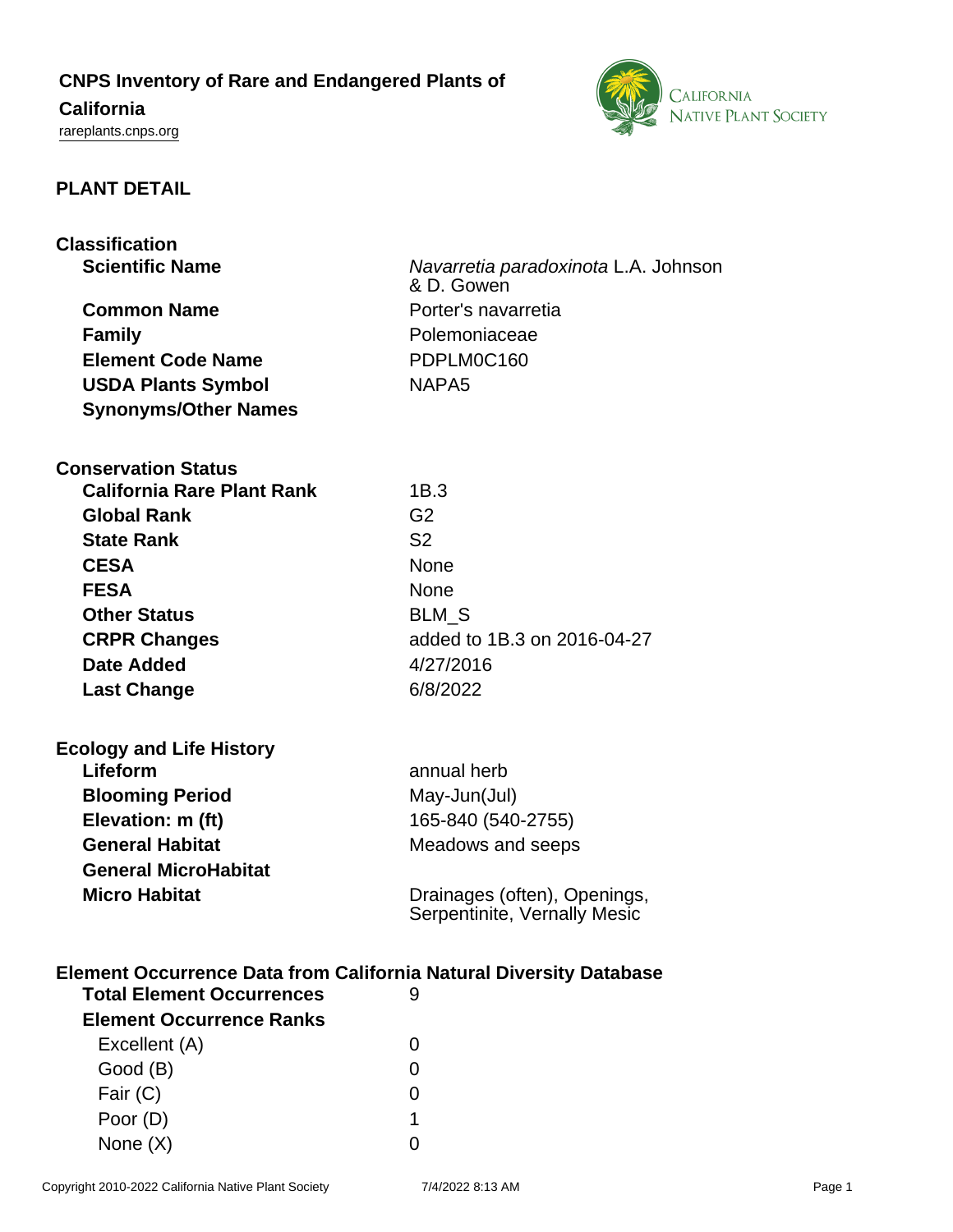# CNPS Inventory of Rare and Endangered Plants of California

rareplants.cnps.org

## PLANT DETAIL

### Classification

| | |
|---|---|
| **Scientific Name** | *Navarretia paradoxinota* L.A. Johnson & D. Gowen |
| **Common Name** | Porter's navarretia |
| **Family** | Polemoniaceae |
| **Element Code Name** | PDPLM0C160 |
| **USDA Plants Symbol** | NAPA5 |
| **Synonyms/Other Names** | |

### Conservation Status

| | |
|---|---|
| **California Rare Plant Rank** | 1B.3 |
| **Global Rank** | G2 |
| **State Rank** | S2 |
| **CESA** | None |
| **FESA** | None |
| **Other Status** | BLM_S |
| **CRPR Changes** | added to 1B.3 on 2016-04-27 |
| **Date Added** | 4/27/2016 |
| **Last Change** | 6/8/2022 |

### Ecology and Life History

| | |
|---|---|
| **Lifeform** | annual herb |
| **Blooming Period** | May-Jun(Jul) |
| **Elevation: m (ft)** | 165-840 (540-2755) |
| **General Habitat** | Meadows and seeps |
| **General MicroHabitat** | |
| **Micro Habitat** | Drainages (often), Openings, Serpentinite, Vernally Mesic |

### Element Occurrence Data from California Natural Diversity Database

| | |
|---|---|
| **Total Element Occurrences** | 9 |
| **Element Occurrence Ranks** | |
| Excellent (A) | 0 |
| Good (B) | 0 |
| Fair (C) | 0 |
| Poor (D) | 1 |
| None (X) | 0 |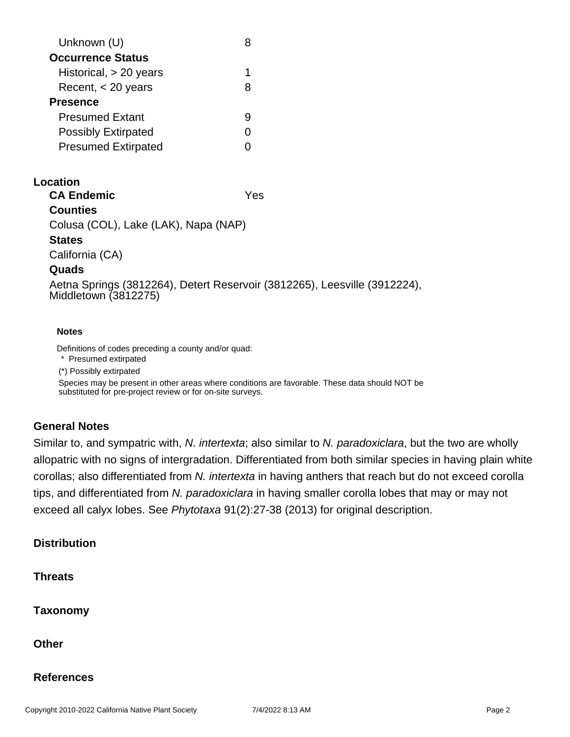| | |
|---|---|
| Unknown (U) | 8 |
| **Occurrence Status** | |
| Historical, > 20 years | 1 |
| Recent, < 20 years | 8 |
| **Presence** | |
| Presumed Extant | 9 |
| Possibly Extirpated | 0 |
| Presumed Extirpated | 0 |

## Location

**CA Endemic** Yes

**Counties**

Colusa (COL), Lake (LAK), Napa (NAP)

**States**

California (CA)

**Quads**

Aetna Springs (3812264), Detert Reservoir (3812265), Leesville (3912224), Middletown (3812275)

**Notes**

Definitions of codes preceding a county and/or quad:

* Presumed extirpated

(*) Possibly extirpated

Species may be present in other areas where conditions are favorable. These data should NOT be substituted for pre-project review or for on-site surveys.

## General Notes

Similar to, and sympatric with, *N. intertexta*; also similar to *N. paradoxiclara*, but the two are wholly allopatric with no signs of intergradation. Differentiated from both similar species in having plain white corollas; also differentiated from *N. intertexta* in having anthers that reach but do not exceed corolla tips, and differentiated from *N. paradoxiclara* in having smaller corolla lobes that may or may not exceed all calyx lobes. See *Phytotaxa* 91(2):27-38 (2013) for original description.

## Distribution

## Threats

## Taxonomy

## Other

## References